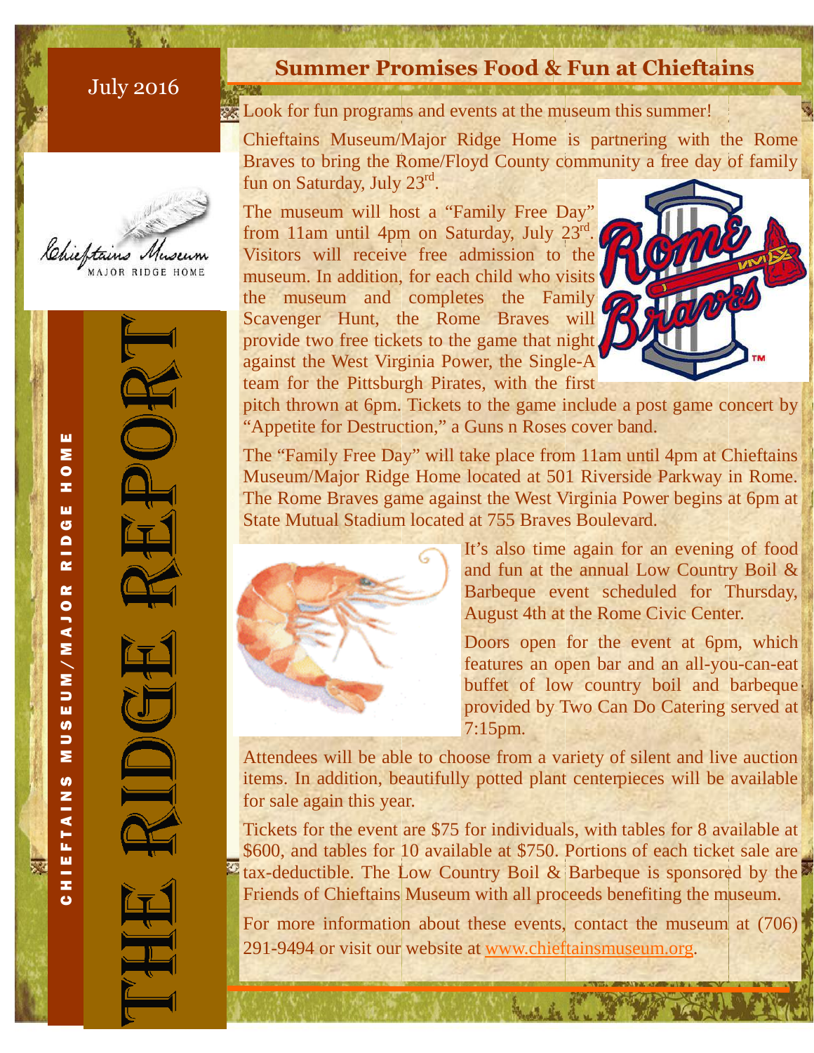July 2016

Chieftains Museum
MAJOR RIDGE HOME

# The Ridge Report

CHIEFTAINS MUSEUM/MAJOR RIDGE HOME

## Summer Promises Food & Fun at Chieftains

Look for fun programs and events at the museum this summer!

Chieftains Museum/Major Ridge Home is partnering with the Rome Braves to bring the Rome/Floyd County community a free day of family fun on Saturday, July 23rd.

The museum will host a "Family Free Day" from 11am until 4pm on Saturday, July 23rd. Visitors will receive free admission to the museum. In addition, for each child who visits the museum and completes the Family Scavenger Hunt, the Rome Braves will provide two free tickets to the game that night against the West Virginia Power, the Single-A team for the Pittsburgh Pirates, with the first pitch thrown at 6pm. Tickets to the game include a post game concert by "Appetite for Destruction," a Guns n Roses cover band.

The "Family Free Day" will take place from 11am until 4pm at Chieftains Museum/Major Ridge Home located at 501 Riverside Parkway in Rome. The Rome Braves game against the West Virginia Power begins at 6pm at State Mutual Stadium located at 755 Braves Boulevard.

It's also time again for an evening of food and fun at the annual Low Country Boil & Barbeque event scheduled for Thursday, August 4th at the Rome Civic Center.

Doors open for the event at 6pm, which features an open bar and an all-you-can-eat buffet of low country boil and barbeque provided by Two Can Do Catering served at 7:15pm.

Attendees will be able to choose from a variety of silent and live auction items. In addition, beautifully potted plant centerpieces will be available for sale again this year.

Tickets for the event are $75 for individuals, with tables for 8 available at $600, and tables for 10 available at $750. Portions of each ticket sale are tax-deductible. The Low Country Boil & Barbeque is sponsored by the Friends of Chieftains Museum with all proceeds benefiting the museum.

For more information about these events, contact the museum at (706) 291-9494 or visit our website at www.chieftainsmuseum.org.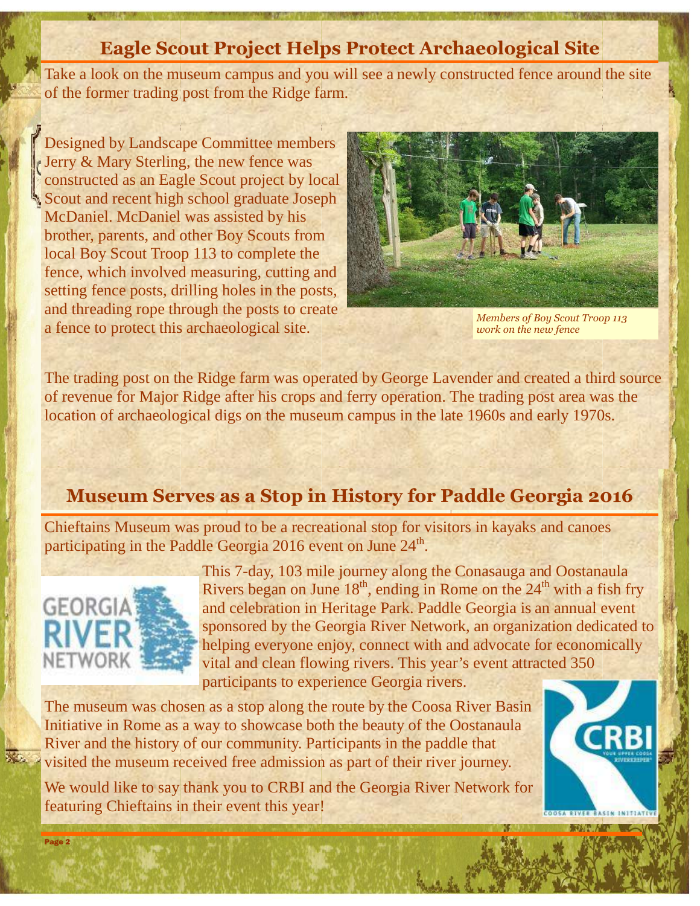## Eagle Scout Project Helps Protect Archaeological Site

Take a look on the museum campus and you will see a newly constructed fence around the site of the former trading post from the Ridge farm.

Designed by Landscape Committee members Jerry & Mary Sterling, the new fence was constructed as an Eagle Scout project by local Scout and recent high school graduate Joseph McDaniel. McDaniel was assisted by his brother, parents, and other Boy Scouts from local Boy Scout Troop 113 to complete the fence, which involved measuring, cutting and setting fence posts, drilling holes in the posts, and threading rope through the posts to create a fence to protect this archaeological site.

*Members of Boy Scout Troop 113 work on the new fence*

The trading post on the Ridge farm was operated by George Lavender and created a third source of revenue for Major Ridge after his crops and ferry operation. The trading post area was the location of archaeological digs on the museum campus in the late 1960s and early 1970s.

## Museum Serves as a Stop in History for Paddle Georgia 2016

Chieftains Museum was proud to be a recreational stop for visitors in kayaks and canoes participating in the Paddle Georgia 2016 event on June 24th.

This 7-day, 103 mile journey along the Conasauga and Oostanaula Rivers began on June 18th, ending in Rome on the 24th with a fish fry and celebration in Heritage Park. Paddle Georgia is an annual event sponsored by the Georgia River Network, an organization dedicated to helping everyone enjoy, connect with and advocate for economically vital and clean flowing rivers. This year's event attracted 350 participants to experience Georgia rivers.

The museum was chosen as a stop along the route by the Coosa River Basin Initiative in Rome as a way to showcase both the beauty of the Oostanaula River and the history of our community. Participants in the paddle that visited the museum received free admission as part of their river journey.

We would like to say thank you to CRBI and the Georgia River Network for featuring Chieftains in their event this year!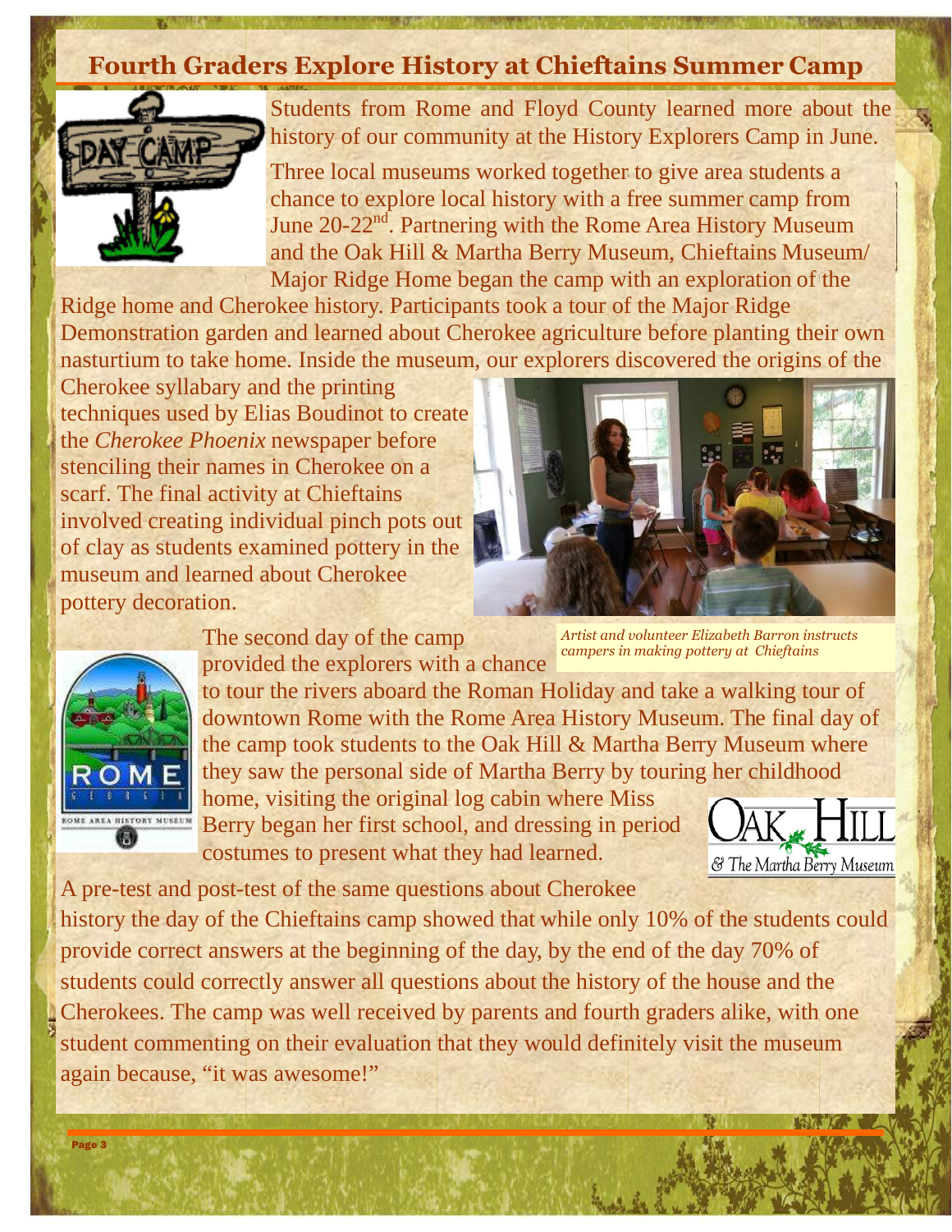## Fourth Graders Explore History at Chieftains Summer Camp

Students from Rome and Floyd County learned more about the history of our community at the History Explorers Camp in June.

Three local museums worked together to give area students a chance to explore local history with a free summer camp from June 20-22nd. Partnering with the Rome Area History Museum and the Oak Hill & Martha Berry Museum, Chieftains Museum/ Major Ridge Home began the camp with an exploration of the Ridge home and Cherokee history. Participants took a tour of the Major Ridge Demonstration garden and learned about Cherokee agriculture before planting their own nasturtium to take home. Inside the museum, our explorers discovered the origins of the Cherokee syllabary and the printing techniques used by Elias Boudinot to create the *Cherokee Phoenix* newspaper before stenciling their names in Cherokee on a scarf. The final activity at Chieftains involved creating individual pinch pots out of clay as students examined pottery in the museum and learned about Cherokee pottery decoration.

*Artist and volunteer Elizabeth Barron instructs campers in making pottery at Chieftains*

The second day of the camp provided the explorers with a chance to tour the rivers aboard the Roman Holiday and take a walking tour of downtown Rome with the Rome Area History Museum. The final day of the camp took students to the Oak Hill & Martha Berry Museum where they saw the personal side of Martha Berry by touring her childhood home, visiting the original log cabin where Miss Berry began her first school, and dressing in period costumes to present what they had learned.

A pre-test and post-test of the same questions about Cherokee history the day of the Chieftains camp showed that while only 10% of the students could provide correct answers at the beginning of the day, by the end of the day 70% of students could correctly answer all questions about the history of the house and the Cherokees. The camp was well received by parents and fourth graders alike, with one student commenting on their evaluation that they would definitely visit the museum again because, "it was awesome!"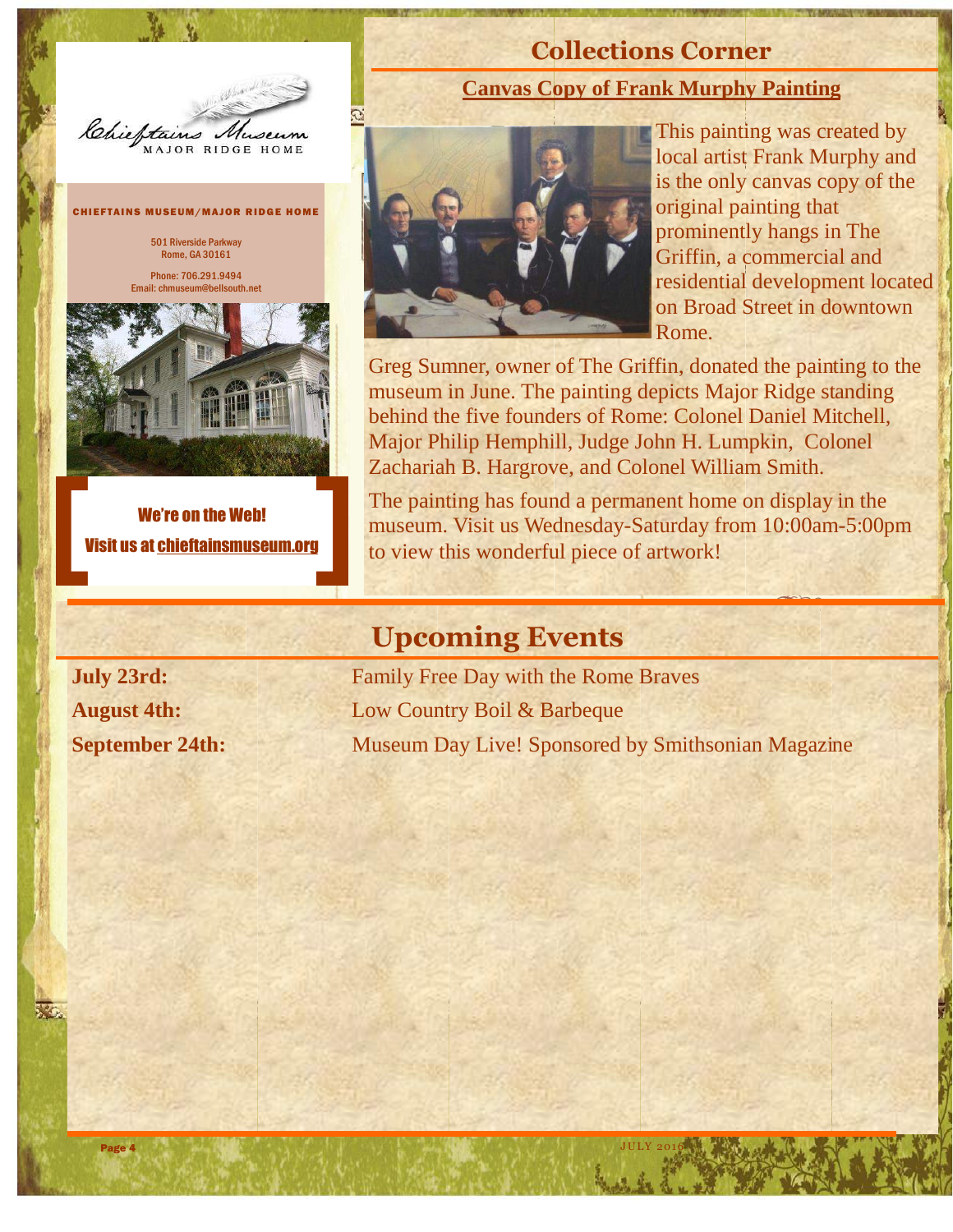Chieftains Museum
MAJOR RIDGE HOME

**CHIEFTAINS MUSEUM/MAJOR RIDGE HOME**

501 Riverside Parkway
Rome, GA 30161

Phone: 706.291.9494
Email: chmuseum@bellsouth.net

**We're on the Web!**

**Visit us at chieftainsmuseum.org**

## Collections Corner

### Canvas Copy of Frank Murphy Painting

This painting was created by local artist Frank Murphy and is the only canvas copy of the original painting that prominently hangs in The Griffin, a commercial and residential development located on Broad Street in downtown Rome.

Greg Sumner, owner of The Griffin, donated the painting to the museum in June. The painting depicts Major Ridge standing behind the five founders of Rome: Colonel Daniel Mitchell, Major Philip Hemphill, Judge John H. Lumpkin, Colonel Zachariah B. Hargrove, and Colonel William Smith.

The painting has found a permanent home on display in the museum. Visit us Wednesday-Saturday from 10:00am-5:00pm to view this wonderful piece of artwork!

## Upcoming Events

| | |
|---|---|
| **July 23rd:** | Family Free Day with the Rome Braves |
| **August 4th:** | Low Country Boil & Barbeque |
| **September 24th:** | Museum Day Live! Sponsored by Smithsonian Magazine |